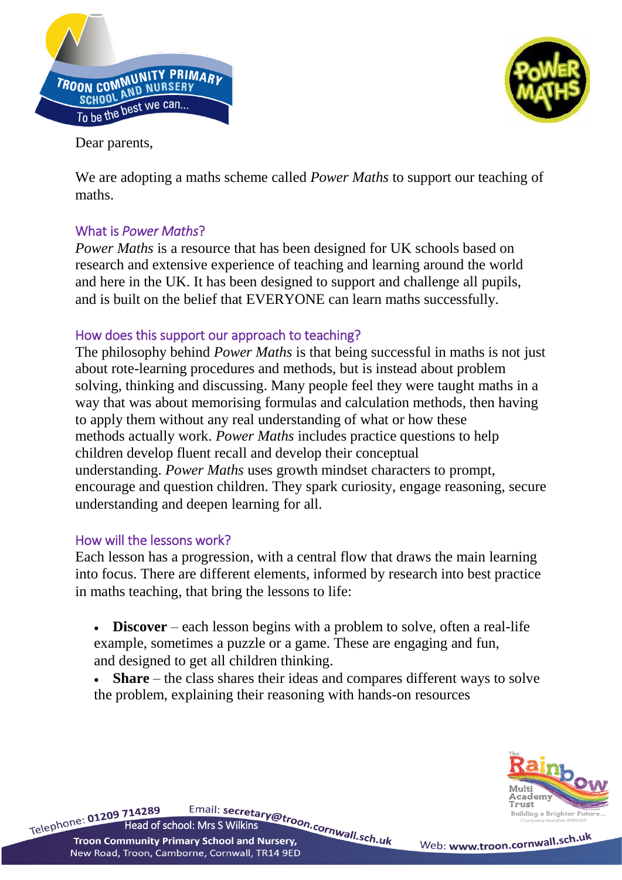Dear parents,

We are adopting a maths scheme called *Power Maths* to support our teaching of maths.

## What is *Power Maths*?

*Power Maths* is a resource that has been designed for UK schools based on research and extensive experience of teaching and learning around the world and here in the UK. It has been designed to support and challenge all pupils, and is built on the belief that EVERYONE can learn maths successfully.

## How does this support our approach to teaching?

The philosophy behind *Power Maths* is that being successful in maths is not just about rote-learning procedures and methods, but is instead about problem solving, thinking and discussing. Many people feel they were taught maths in a way that was about memorising formulas and calculation methods, then having to apply them without any real understanding of what or how these methods actually work. *Power Maths* includes practice questions to help children develop fluent recall and develop their conceptual understanding. *Power Maths* uses growth mindset characters to prompt, encourage and question children. They spark curiosity, engage reasoning, secure understanding and deepen learning for all.

## How will the lessons work?

Each lesson has a progression, with a central flow that draws the main learning into focus. There are different elements, informed by research into best practice in maths teaching, that bring the lessons to life:

- **Discover** – each lesson begins with a problem to solve, often a real-life example, sometimes a puzzle or a game. These are engaging and fun, and designed to get all children thinking.
- **Share** – the class shares their ideas and compares different ways to solve the problem, explaining their reasoning with hands-on resources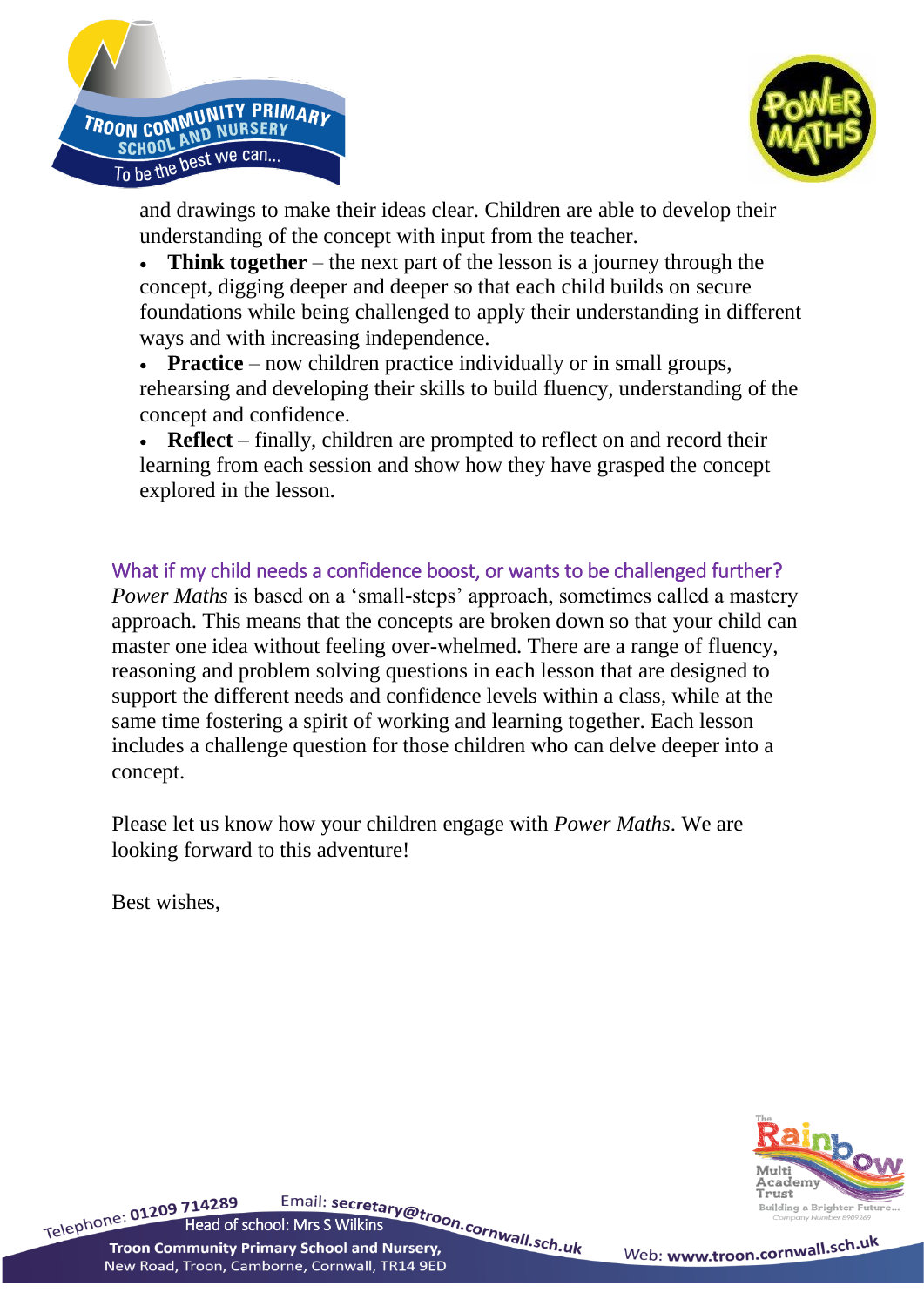and drawings to make their ideas clear. Children are able to develop their understanding of the concept with input from the teacher.

- **Think together** – the next part of the lesson is a journey through the concept, digging deeper and deeper so that each child builds on secure foundations while being challenged to apply their understanding in different ways and with increasing independence.
- **Practice** – now children practice individually or in small groups, rehearsing and developing their skills to build fluency, understanding of the concept and confidence.
- **Reflect** – finally, children are prompted to reflect on and record their learning from each session and show how they have grasped the concept explored in the lesson.

## What if my child needs a confidence boost, or wants to be challenged further?

*Power Maths* is based on a 'small-steps' approach, sometimes called a mastery approach. This means that the concepts are broken down so that your child can master one idea without feeling over-whelmed. There are a range of fluency, reasoning and problem solving questions in each lesson that are designed to support the different needs and confidence levels within a class, while at the same time fostering a spirit of working and learning together. Each lesson includes a challenge question for those children who can delve deeper into a concept.

Please let us know how your children engage with *Power Maths*. We are looking forward to this adventure!

Best wishes,